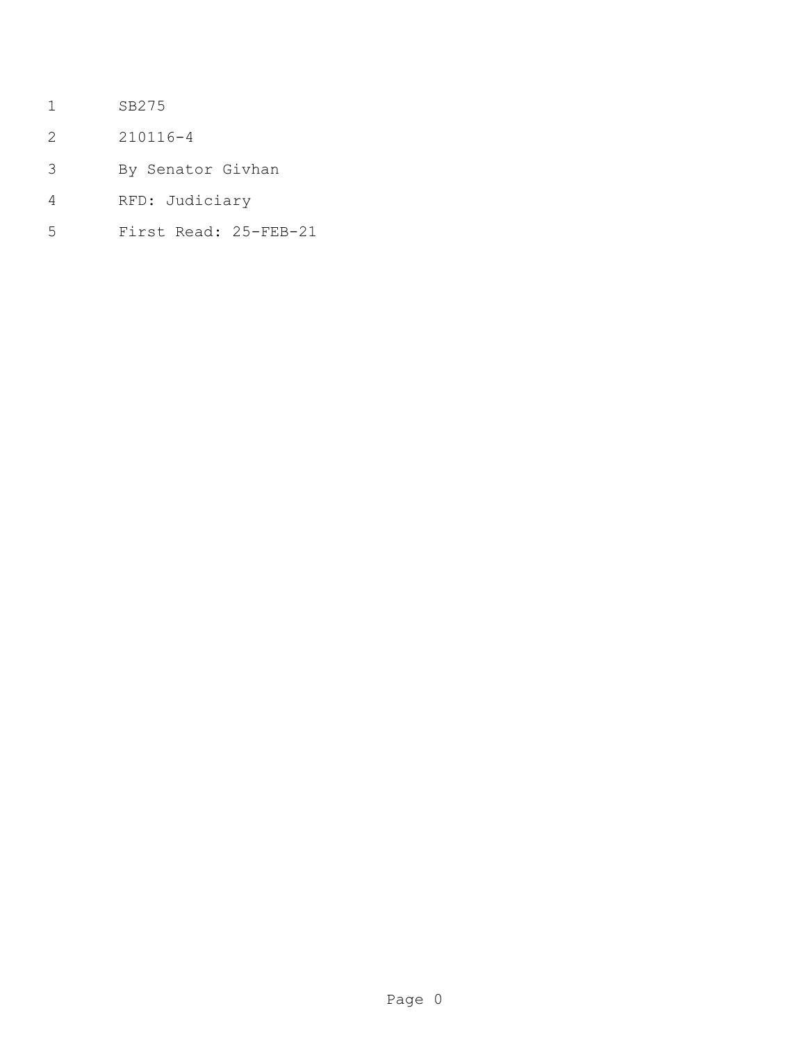SB275

210116-4

By Senator Givhan

RFD: Judiciary

First Read: 25-FEB-21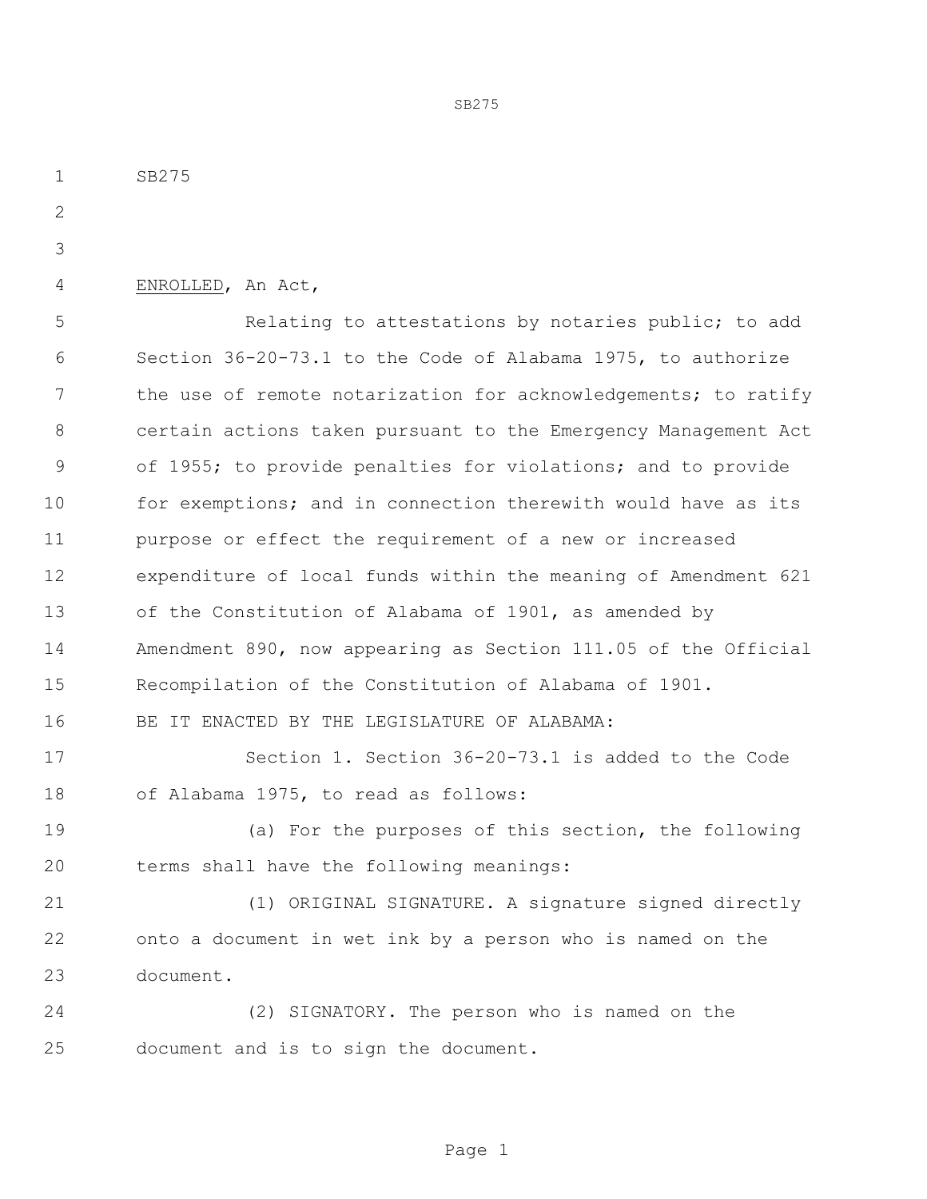SB275

ENROLLED, An Act,

Relating to attestations by notaries public; to add Section 36-20-73.1 to the Code of Alabama 1975, to authorize the use of remote notarization for acknowledgements; to ratify certain actions taken pursuant to the Emergency Management Act of 1955; to provide penalties for violations; and to provide for exemptions; and in connection therewith would have as its purpose or effect the requirement of a new or increased expenditure of local funds within the meaning of Amendment 621 of the Constitution of Alabama of 1901, as amended by Amendment 890, now appearing as Section 111.05 of the Official Recompilation of the Constitution of Alabama of 1901.

BE IT ENACTED BY THE LEGISLATURE OF ALABAMA:

Section 1. Section 36-20-73.1 is added to the Code of Alabama 1975, to read as follows:

(a) For the purposes of this section, the following terms shall have the following meanings:

(1) ORIGINAL SIGNATURE. A signature signed directly onto a document in wet ink by a person who is named on the document.

(2) SIGNATORY. The person who is named on the document and is to sign the document.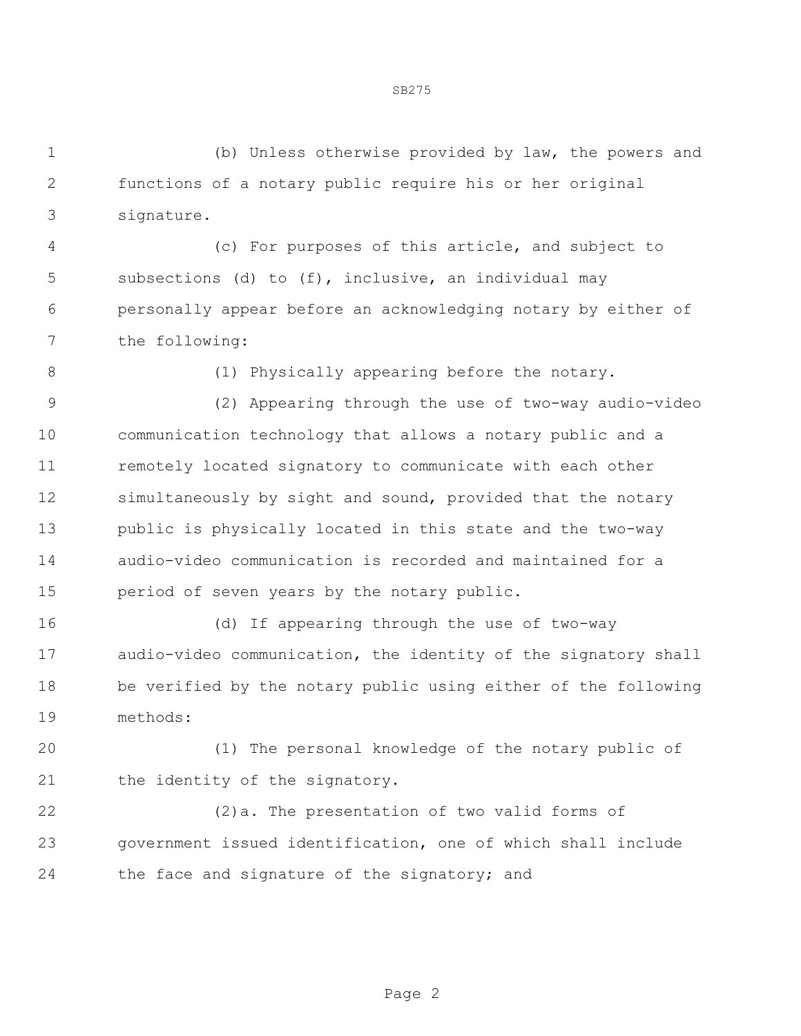(b) Unless otherwise provided by law, the powers and functions of a notary public require his or her original signature.

(c) For purposes of this article, and subject to subsections (d) to (f), inclusive, an individual may personally appear before an acknowledging notary by either of the following:

(1) Physically appearing before the notary.

(2) Appearing through the use of two-way audio-video communication technology that allows a notary public and a remotely located signatory to communicate with each other simultaneously by sight and sound, provided that the notary public is physically located in this state and the two-way audio-video communication is recorded and maintained for a period of seven years by the notary public.

(d) If appearing through the use of two-way audio-video communication, the identity of the signatory shall be verified by the notary public using either of the following methods:

(1) The personal knowledge of the notary public of the identity of the signatory.

(2)a. The presentation of two valid forms of government issued identification, one of which shall include the face and signature of the signatory; and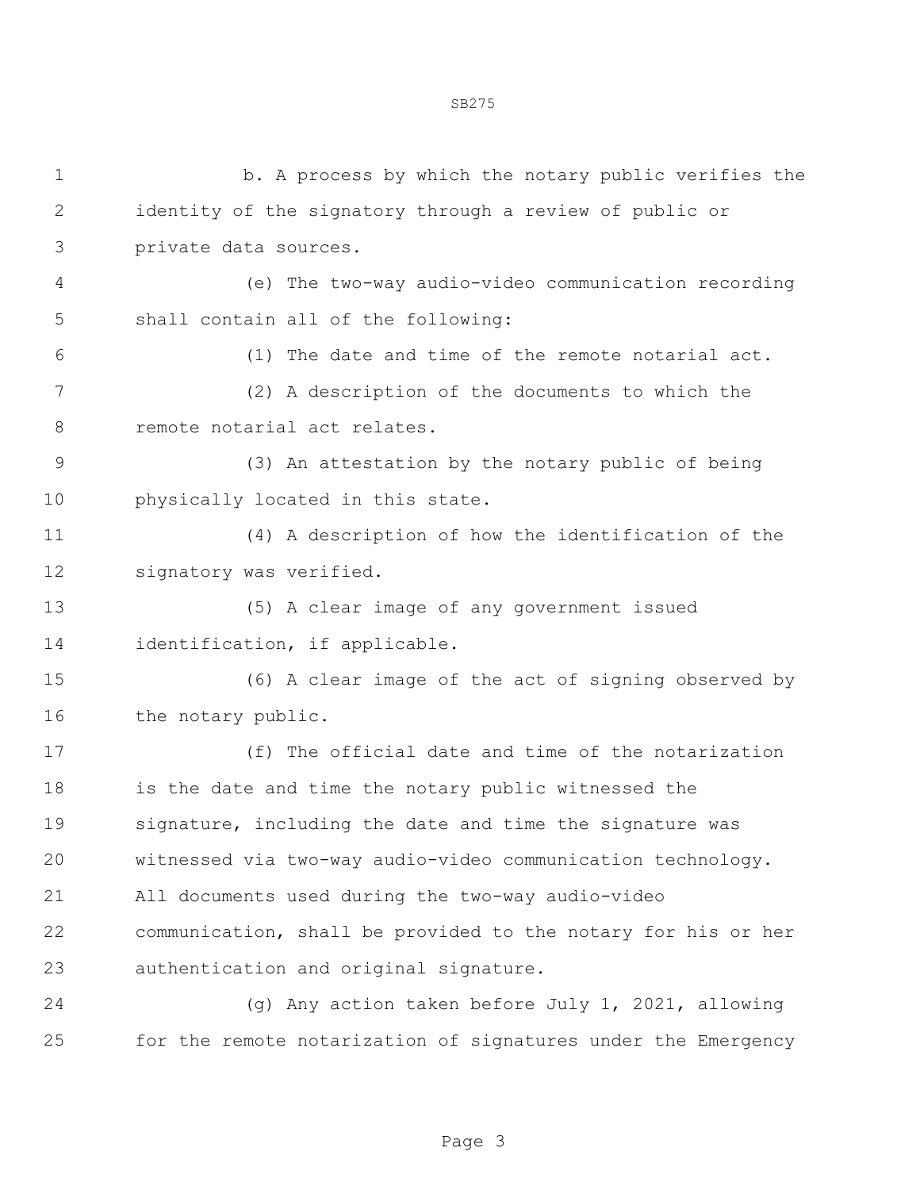b. A process by which the notary public verifies the identity of the signatory through a review of public or private data sources.

(e) The two-way audio-video communication recording shall contain all of the following:

(1) The date and time of the remote notarial act.

(2) A description of the documents to which the remote notarial act relates.

(3) An attestation by the notary public of being physically located in this state.

(4) A description of how the identification of the signatory was verified.

(5) A clear image of any government issued identification, if applicable.

(6) A clear image of the act of signing observed by the notary public.

(f) The official date and time of the notarization is the date and time the notary public witnessed the signature, including the date and time the signature was witnessed via two-way audio-video communication technology. All documents used during the two-way audio-video communication, shall be provided to the notary for his or her authentication and original signature.

(g) Any action taken before July 1, 2021, allowing for the remote notarization of signatures under the Emergency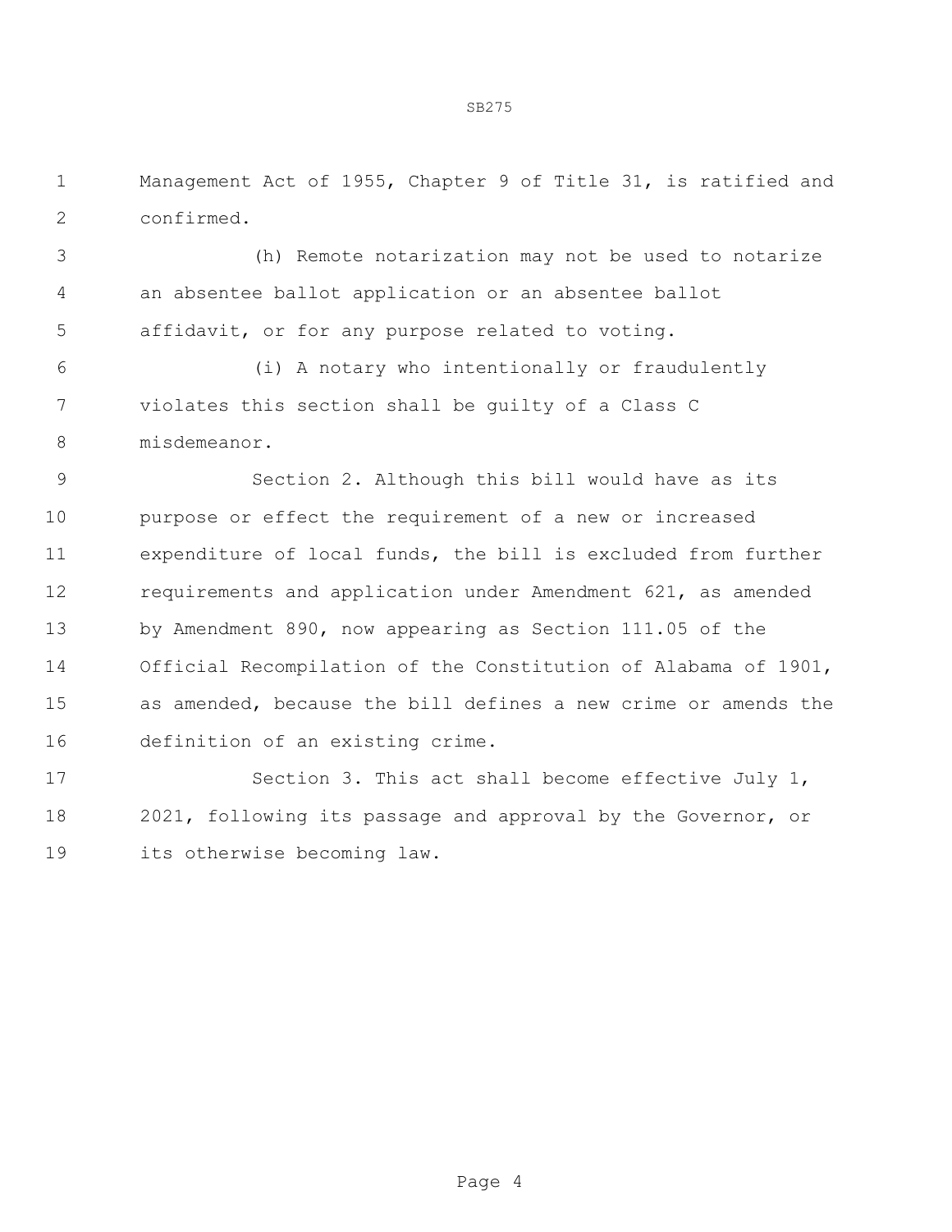Management Act of 1955, Chapter 9 of Title 31, is ratified and confirmed.

(h) Remote notarization may not be used to notarize an absentee ballot application or an absentee ballot affidavit, or for any purpose related to voting.

(i) A notary who intentionally or fraudulently violates this section shall be guilty of a Class C misdemeanor.

Section 2. Although this bill would have as its purpose or effect the requirement of a new or increased expenditure of local funds, the bill is excluded from further requirements and application under Amendment 621, as amended by Amendment 890, now appearing as Section 111.05 of the Official Recompilation of the Constitution of Alabama of 1901, as amended, because the bill defines a new crime or amends the definition of an existing crime.

Section 3. This act shall become effective July 1, 2021, following its passage and approval by the Governor, or its otherwise becoming law.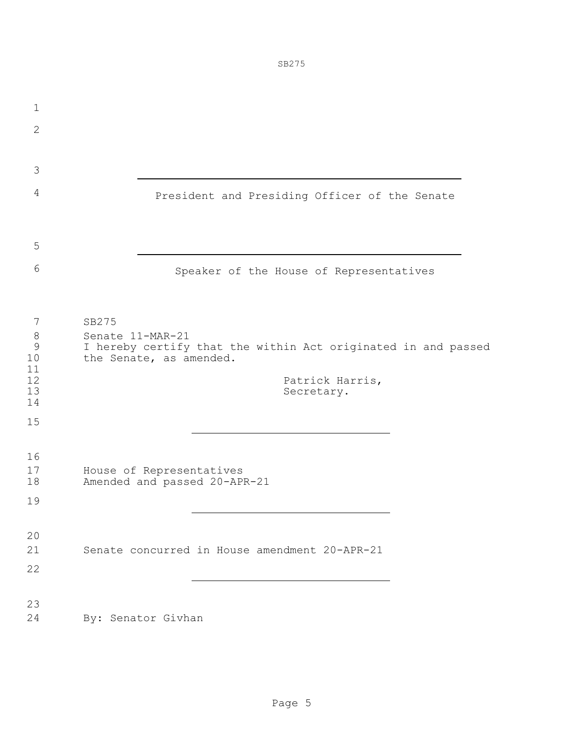\_\_\_\_\_\_\_\_\_\_\_\_\_\_\_\_\_\_\_\_\_\_\_\_\_\_\_\_\_\_\_\_\_\_\_\_\_\_\_\_

President and Presiding Officer of the Senate

\_\_\_\_\_\_\_\_\_\_\_\_\_\_\_\_\_\_\_\_\_\_\_\_\_\_\_\_\_\_\_\_\_\_\_\_\_\_\_\_

Speaker of the House of Representatives

SB275

Senate 11-MAR-21

I hereby certify that the within Act originated in and passed the Senate, as amended.

Patrick Harris,
Secretary.

\_\_\_\_\_\_\_\_\_\_\_\_\_\_\_\_\_\_\_\_\_\_\_\_\_\_\_\_\_\_

House of Representatives

Amended and passed 20-APR-21

\_\_\_\_\_\_\_\_\_\_\_\_\_\_\_\_\_\_\_\_\_\_\_\_\_\_\_\_\_\_

Senate concurred in House amendment 20-APR-21

\_\_\_\_\_\_\_\_\_\_\_\_\_\_\_\_\_\_\_\_\_\_\_\_\_\_\_\_\_\_

By: Senator Givhan